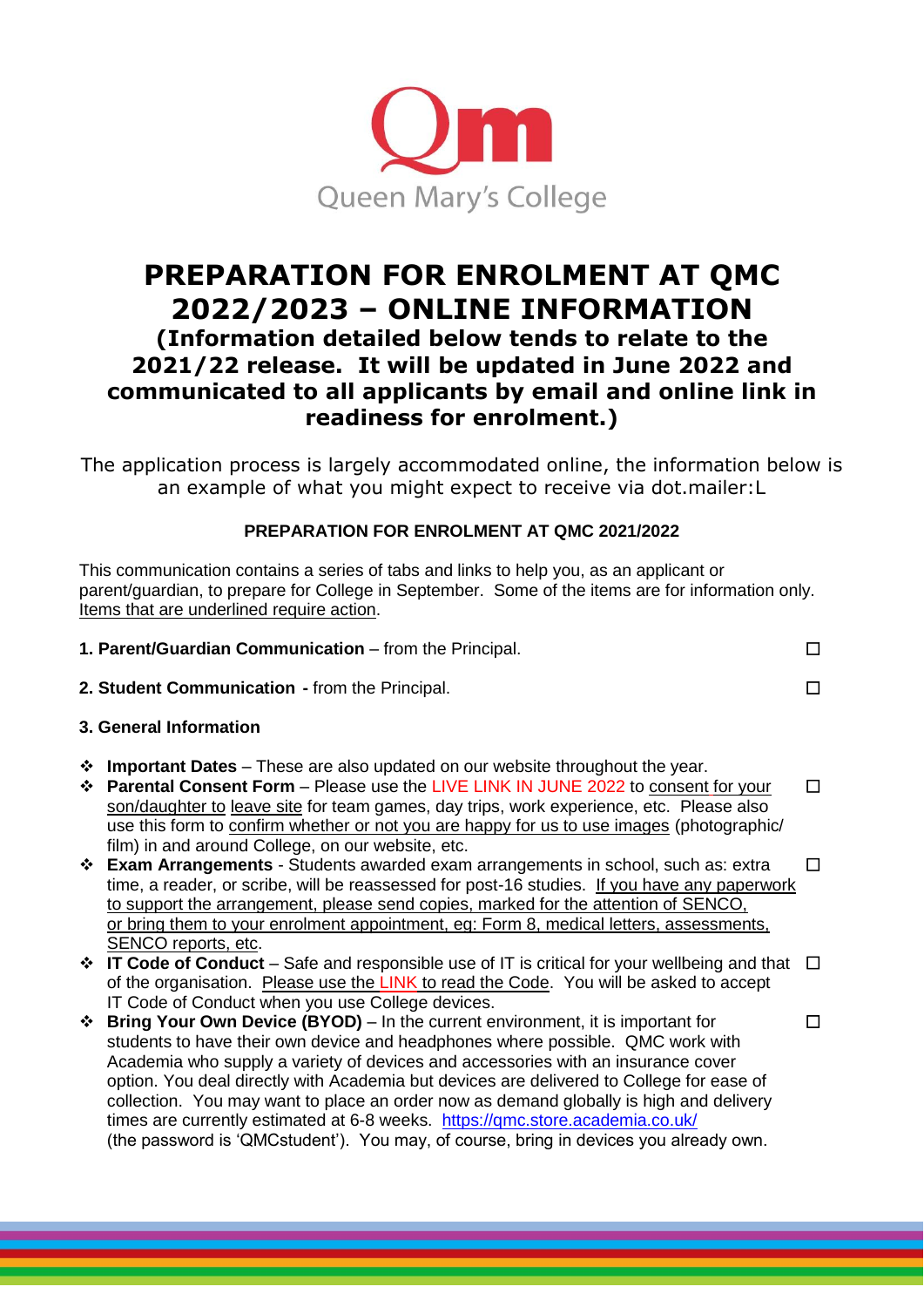Queen Mary's College

# PREPARATION FOR ENROLMENT AT QMC 2022/2023 – ONLINE INFORMATION

## (Information detailed below tends to relate to the 2021/22 release. It will be updated in June 2022 and communicated to all applicants by email and online link in readiness for enrolment.)

The application process is largely accommodated online, the information below is an example of what you might expect to receive via dot.mailer:L

**PREPARATION FOR ENROLMENT AT QMC 2021/2022**

This communication contains a series of tabs and links to help you, as an applicant or parent/guardian, to prepare for College in September. Some of the items are for information only. Items that are underlined require action.

**1. Parent/Guardian Communication** – from the Principal. ☐

**2. Student Communication** - from the Principal. ☐

**3. General Information**

- **Important Dates** – These are also updated on our website throughout the year.
- **Parental Consent Form** – Please use the LIVE LINK IN JUNE 2022 to consent for your son/daughter to leave site for team games, day trips, work experience, etc. Please also use this form to confirm whether or not you are happy for us to use images (photographic/ film) in and around College, on our website, etc. ☐
- **Exam Arrangements** - Students awarded exam arrangements in school, such as: extra time, a reader, or scribe, will be reassessed for post-16 studies. If you have any paperwork to support the arrangement, please send copies, marked for the attention of SENCO, or bring them to your enrolment appointment, eg: Form 8, medical letters, assessments, SENCO reports, etc. ☐
- **IT Code of Conduct** – Safe and responsible use of IT is critical for your wellbeing and that of the organisation. Please use the LINK to read the Code. You will be asked to accept IT Code of Conduct when you use College devices. ☐
- **Bring Your Own Device (BYOD)** – In the current environment, it is important for students to have their own device and headphones where possible. QMC work with Academia who supply a variety of devices and accessories with an insurance cover option. You deal directly with Academia but devices are delivered to College for ease of collection. You may want to place an order now as demand globally is high and delivery times are currently estimated at 6-8 weeks. https://qmc.store.academia.co.uk/ (the password is 'QMCstudent'). You may, of course, bring in devices you already own. ☐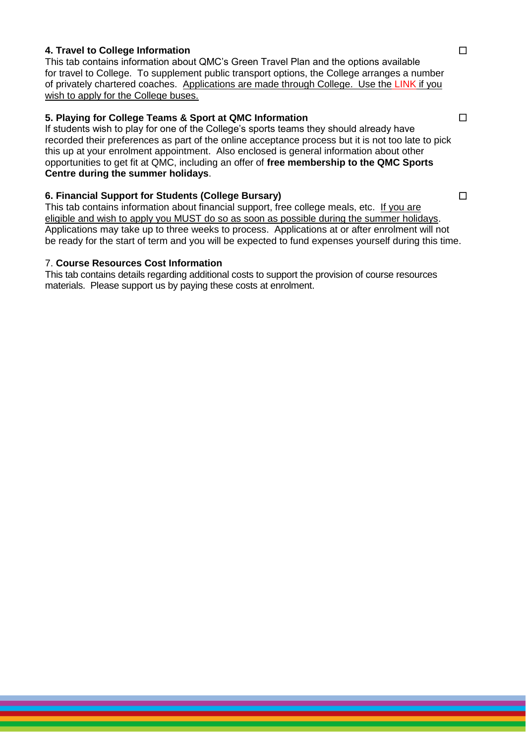**4. Travel to College Information** ☐

This tab contains information about QMC's Green Travel Plan and the options available for travel to College. To supplement public transport options, the College arranges a number of privately chartered coaches. Applications are made through College. Use the LINK if you wish to apply for the College buses.

**5. Playing for College Teams & Sport at QMC Information** ☐

If students wish to play for one of the College's sports teams they should already have recorded their preferences as part of the online acceptance process but it is not too late to pick this up at your enrolment appointment. Also enclosed is general information about other opportunities to get fit at QMC, including an offer of **free membership to the QMC Sports Centre during the summer holidays**.

**6. Financial Support for Students (College Bursary)** ☐

This tab contains information about financial support, free college meals, etc. If you are eligible and wish to apply you MUST do so as soon as possible during the summer holidays. Applications may take up to three weeks to process. Applications at or after enrolment will not be ready for the start of term and you will be expected to fund expenses yourself during this time.

7. **Course Resources Cost Information**

This tab contains details regarding additional costs to support the provision of course resources materials. Please support us by paying these costs at enrolment.